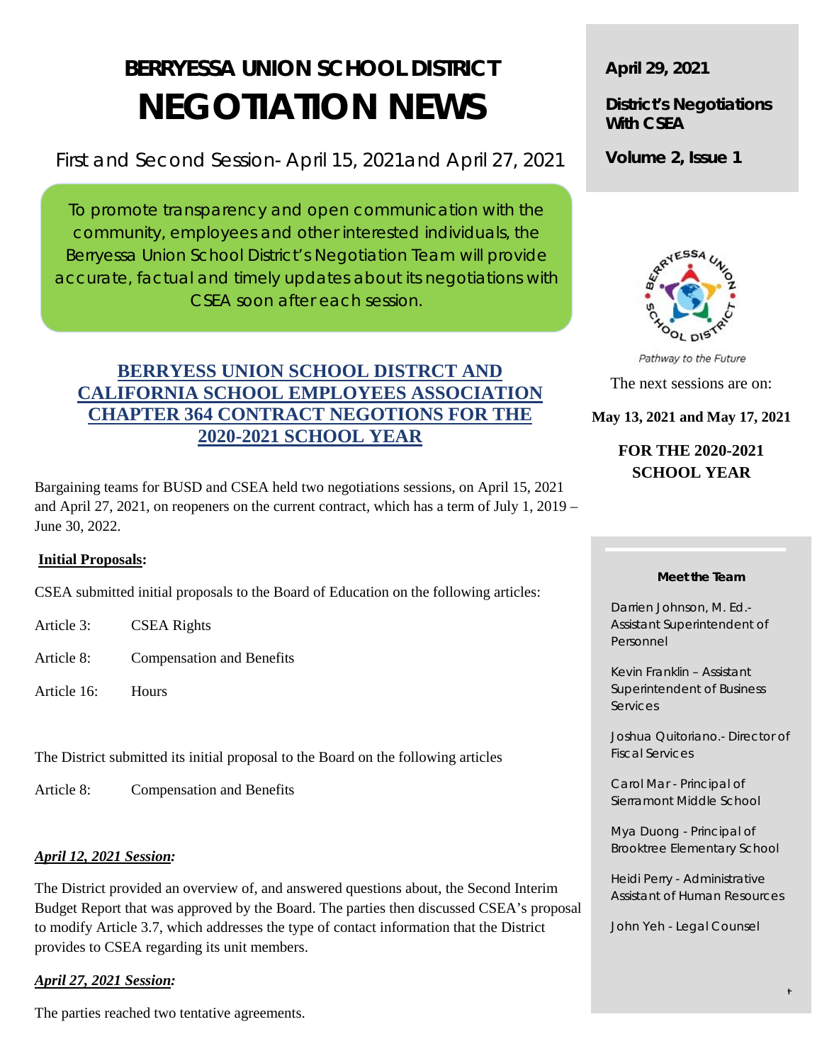# BERRYESSA UNION SCHOOL DISTRICT
# NEGOTIATION NEWS

First and Second Session- April 15, 2021and April 27, 2021

To promote transparency and open communication with the community, employees and other interested individuals, the Berryessa Union School District's Negotiation Team will provide accurate, factual and timely updates about its negotiations with CSEA soon after each session.

**April 29, 2021**

**District's Negotiations With CSEA**

**Volume 2, Issue 1**

Pathway to the Future

The next sessions are on:

**May 13, 2021 and May 17, 2021**

**FOR THE 2020-2021 SCHOOL YEAR**

## BERRYESS UNION SCHOOL DISTRCT AND CALIFORNIA SCHOOL EMPLOYEES ASSOCIATION CHAPTER 364 CONTRACT NEGOTIONS FOR THE 2020-2021 SCHOOL YEAR

Bargaining teams for BUSD and CSEA held two negotiations sessions, on April 15, 2021 and April 27, 2021, on reopeners on the current contract, which has a term of July 1, 2019 – June 30, 2022.

**Initial Proposals:**

CSEA submitted initial proposals to the Board of Education on the following articles:

Article 3: CSEA Rights

Article 8: Compensation and Benefits

Article 16: Hours

The District submitted its initial proposal to the Board on the following articles

Article 8: Compensation and Benefits

***April 12, 2021 Session:***

The District provided an overview of, and answered questions about, the Second Interim Budget Report that was approved by the Board. The parties then discussed CSEA's proposal to modify Article 3.7, which addresses the type of contact information that the District provides to CSEA regarding its unit members.

***April 27, 2021 Session:***

The parties reached two tentative agreements.

**Meet the Team**

Darrien Johnson, M. Ed.- Assistant Superintendent of Personnel

Kevin Franklin – Assistant Superintendent of Business Services

Joshua Quitoriano.- Director of Fiscal Services

Carol Mar - Principal of Sierramont Middle School

Mya Duong - Principal of Brooktree Elementary School

Heidi Perry - Administrative Assistant of Human Resources

John Yeh - Legal Counsel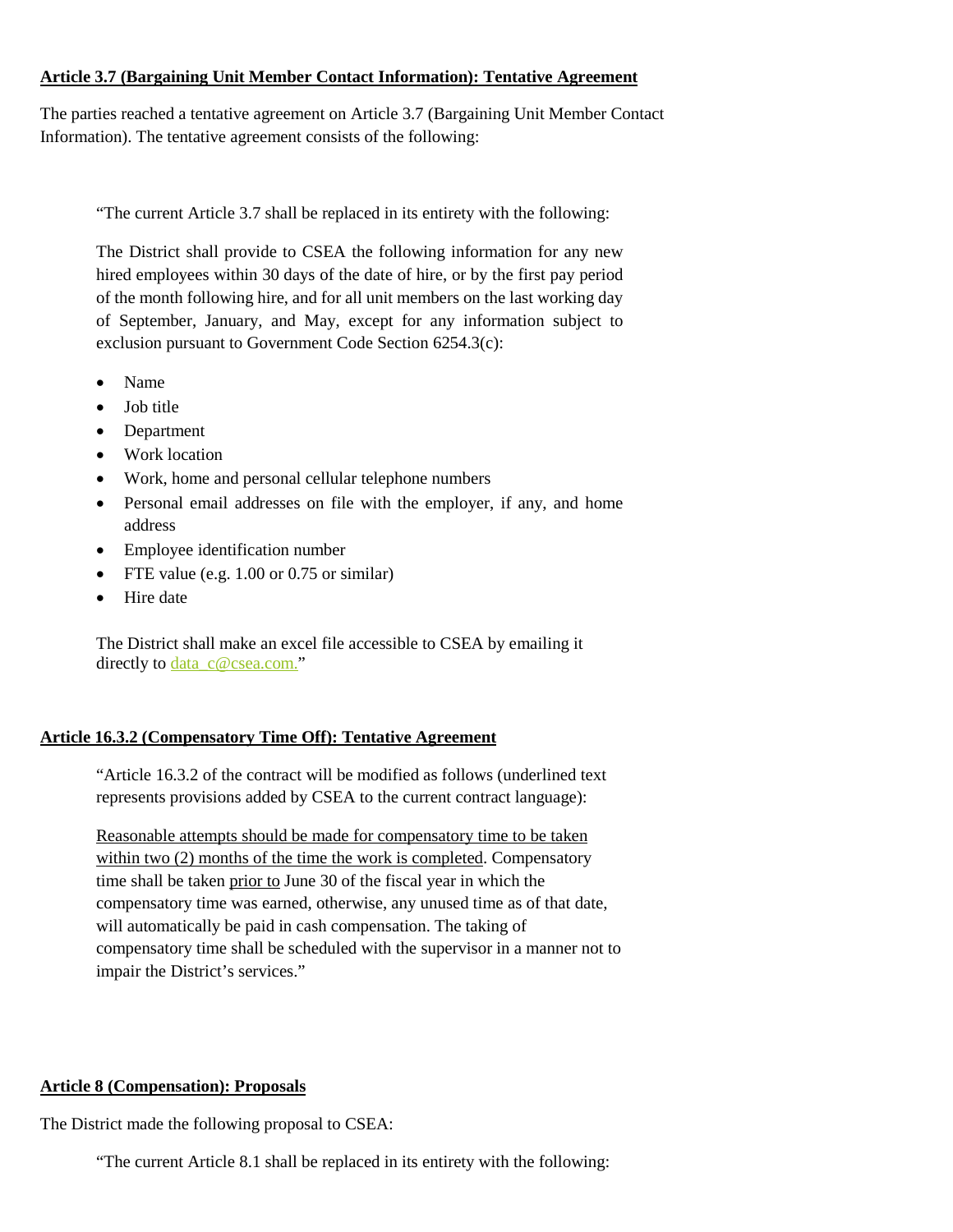**<u>Article 3.7 (Bargaining Unit Member Contact Information): Tentative Agreement</u>**

The parties reached a tentative agreement on Article 3.7 (Bargaining Unit Member Contact Information). The tentative agreement consists of the following:

> "The current Article 3.7 shall be replaced in its entirety with the following:
>
> The District shall provide to CSEA the following information for any new hired employees within 30 days of the date of hire, or by the first pay period of the month following hire, and for all unit members on the last working day of September, January, and May, except for any information subject to exclusion pursuant to Government Code Section 6254.3(c):
>
> - Name
> - Job title
> - Department
> - Work location
> - Work, home and personal cellular telephone numbers
> - Personal email addresses on file with the employer, if any, and home address
> - Employee identification number
> - FTE value (e.g. 1.00 or 0.75 or similar)
> - Hire date
>
> The District shall make an excel file accessible to CSEA by emailing it directly to data_c@csea.com."

**<u>Article 16.3.2 (Compensatory Time Off): Tentative Agreement</u>**

> "Article 16.3.2 of the contract will be modified as follows (underlined text represents provisions added by CSEA to the current contract language):
>
> <u>Reasonable attempts should be made for compensatory time to be taken within two (2) months of the time the work is completed</u>. Compensatory time shall be taken <u>prior to</u> June 30 of the fiscal year in which the compensatory time was earned, otherwise, any unused time as of that date, will automatically be paid in cash compensation. The taking of compensatory time shall be scheduled with the supervisor in a manner not to impair the District's services."

**<u>Article 8 (Compensation): Proposals</u>**

The District made the following proposal to CSEA:

> "The current Article 8.1 shall be replaced in its entirety with the following: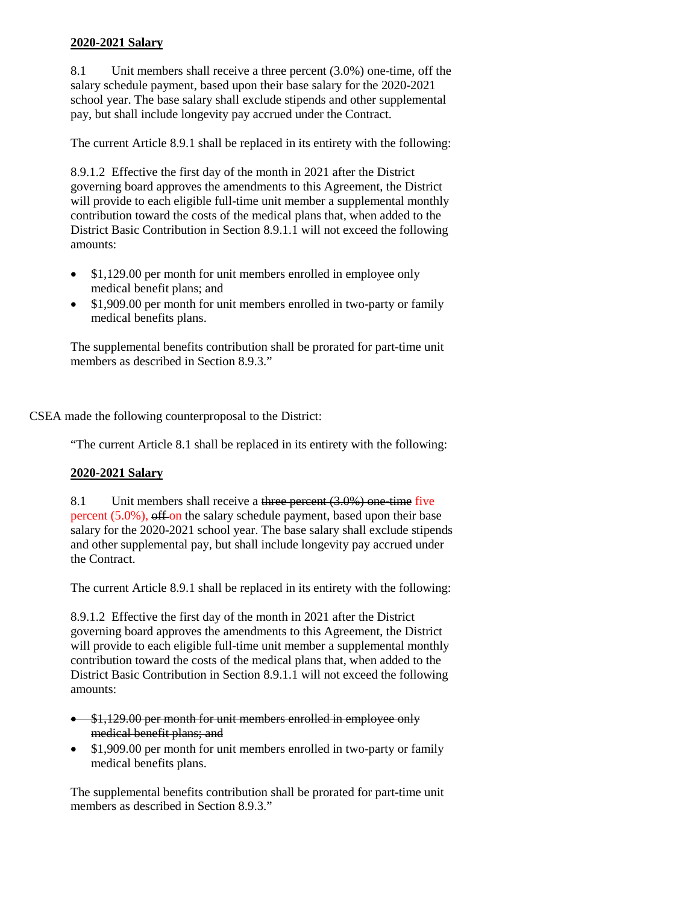**2020-2021 Salary**

8.1 Unit members shall receive a three percent (3.0%) one-time, off the salary schedule payment, based upon their base salary for the 2020-2021 school year. The base salary shall exclude stipends and other supplemental pay, but shall include longevity pay accrued under the Contract.

The current Article 8.9.1 shall be replaced in its entirety with the following:

8.9.1.2 Effective the first day of the month in 2021 after the District governing board approves the amendments to this Agreement, the District will provide to each eligible full-time unit member a supplemental monthly contribution toward the costs of the medical plans that, when added to the District Basic Contribution in Section 8.9.1.1 will not exceed the following amounts:

- $1,129.00 per month for unit members enrolled in employee only medical benefit plans; and
- $1,909.00 per month for unit members enrolled in two-party or family medical benefits plans.

The supplemental benefits contribution shall be prorated for part-time unit members as described in Section 8.9.3."

CSEA made the following counterproposal to the District:

"The current Article 8.1 shall be replaced in its entirety with the following:

**2020-2021 Salary**

8.1 Unit members shall receive a ~~three percent (3.0%) one-time~~ five percent (5.0%), ~~off~~ on the salary schedule payment, based upon their base salary for the 2020-2021 school year. The base salary shall exclude stipends and other supplemental pay, but shall include longevity pay accrued under the Contract.

The current Article 8.9.1 shall be replaced in its entirety with the following:

8.9.1.2 Effective the first day of the month in 2021 after the District governing board approves the amendments to this Agreement, the District will provide to each eligible full-time unit member a supplemental monthly contribution toward the costs of the medical plans that, when added to the District Basic Contribution in Section 8.9.1.1 will not exceed the following amounts:

- ~~$1,129.00 per month for unit members enrolled in employee only medical benefit plans; and~~
- $1,909.00 per month for unit members enrolled in two-party or family medical benefits plans.

The supplemental benefits contribution shall be prorated for part-time unit members as described in Section 8.9.3."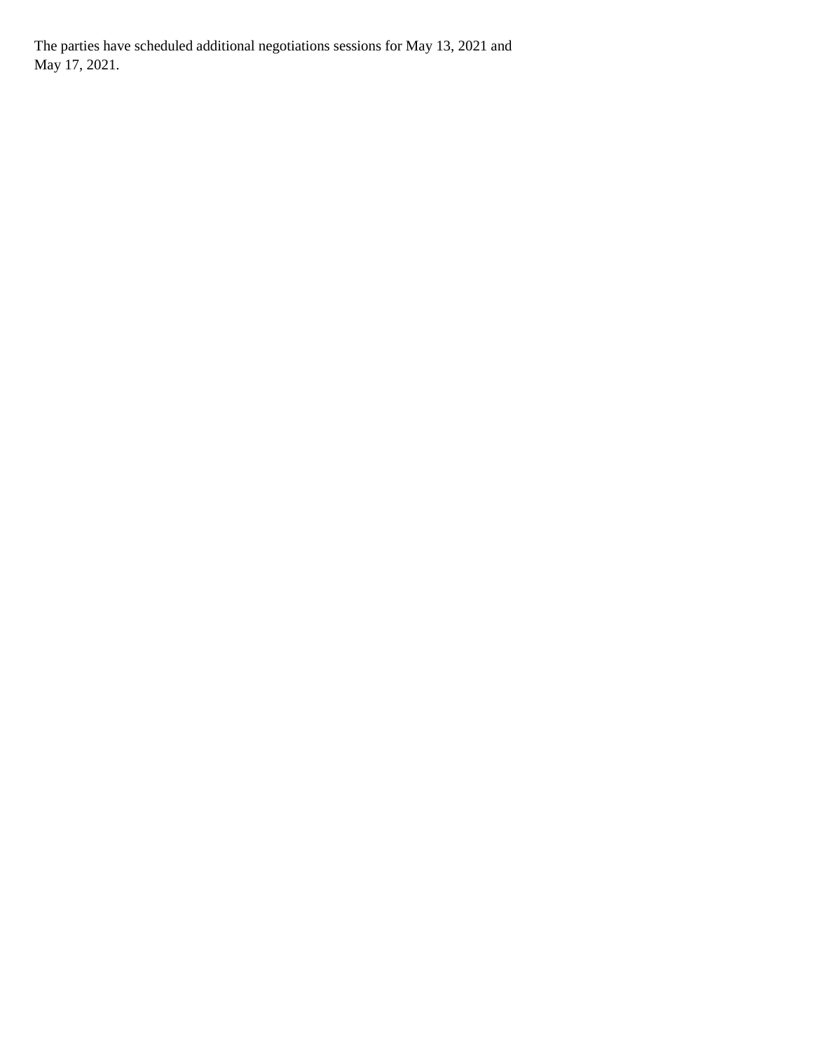The parties have scheduled additional negotiations sessions for May 13, 2021 and May 17, 2021.